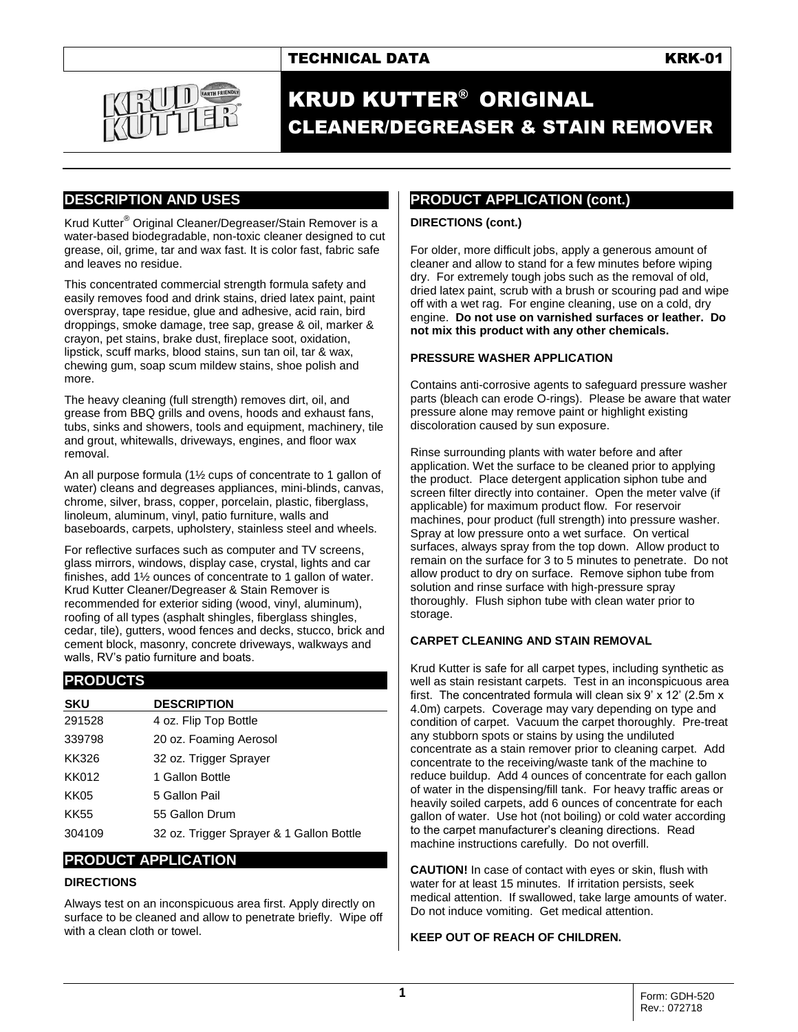TECHNICAL DATA KRK-01

# KRUD KUTTER® ORIGINAL CLEANER/DEGREASER & STAIN REMOVER

## DESCRIPTION AND USES

Krud Kutter® Original Cleaner/Degreaser/Stain Remover is a water-based biodegradable, non-toxic cleaner designed to cut grease, oil, grime, tar and wax fast. It is color fast, fabric safe and leaves no residue.

This concentrated commercial strength formula safety and easily removes food and drink stains, dried latex paint, paint overspray, tape residue, glue and adhesive, acid rain, bird droppings, smoke damage, tree sap, grease & oil, marker & crayon, pet stains, brake dust, fireplace soot, oxidation, lipstick, scuff marks, blood stains, sun tan oil, tar & wax, chewing gum, soap scum mildew stains, shoe polish and more.

The heavy cleaning (full strength) removes dirt, oil, and grease from BBQ grills and ovens, hoods and exhaust fans, tubs, sinks and showers, tools and equipment, machinery, tile and grout, whitewalls, driveways, engines, and floor wax removal.

An all purpose formula (1½ cups of concentrate to 1 gallon of water) cleans and degreases appliances, mini-blinds, canvas, chrome, silver, brass, copper, porcelain, plastic, fiberglass, linoleum, aluminum, vinyl, patio furniture, walls and baseboards, carpets, upholstery, stainless steel and wheels.

For reflective surfaces such as computer and TV screens, glass mirrors, windows, display case, crystal, lights and car finishes, add 1½ ounces of concentrate to 1 gallon of water. Krud Kutter Cleaner/Degreaser & Stain Remover is recommended for exterior siding (wood, vinyl, aluminum), roofing of all types (asphalt shingles, fiberglass shingles, cedar, tile), gutters, wood fences and decks, stucco, brick and cement block, masonry, concrete driveways, walkways and walls, RV's patio furniture and boats.

## PRODUCTS

| SKU | DESCRIPTION |
|---|---|
| 291528 | 4 oz. Flip Top Bottle |
| 339798 | 20 oz. Foaming Aerosol |
| KK326 | 32 oz. Trigger Sprayer |
| KK012 | 1 Gallon Bottle |
| KK05 | 5 Gallon Pail |
| KK55 | 55 Gallon Drum |
| 304109 | 32 oz. Trigger Sprayer & 1 Gallon Bottle |

## PRODUCT APPLICATION

### DIRECTIONS

Always test on an inconspicuous area first. Apply directly on surface to be cleaned and allow to penetrate briefly. Wipe off with a clean cloth or towel.

## PRODUCT APPLICATION (cont.)

### DIRECTIONS (cont.)

For older, more difficult jobs, apply a generous amount of cleaner and allow to stand for a few minutes before wiping dry. For extremely tough jobs such as the removal of old, dried latex paint, scrub with a brush or scouring pad and wipe off with a wet rag. For engine cleaning, use on a cold, dry engine. **Do not use on varnished surfaces or leather. Do not mix this product with any other chemicals.**

### PRESSURE WASHER APPLICATION

Contains anti-corrosive agents to safeguard pressure washer parts (bleach can erode O-rings). Please be aware that water pressure alone may remove paint or highlight existing discoloration caused by sun exposure.

Rinse surrounding plants with water before and after application. Wet the surface to be cleaned prior to applying the product. Place detergent application siphon tube and screen filter directly into container. Open the meter valve (if applicable) for maximum product flow. For reservoir machines, pour product (full strength) into pressure washer. Spray at low pressure onto a wet surface. On vertical surfaces, always spray from the top down. Allow product to remain on the surface for 3 to 5 minutes to penetrate. Do not allow product to dry on surface. Remove siphon tube from solution and rinse surface with high-pressure spray thoroughly. Flush siphon tube with clean water prior to storage.

### CARPET CLEANING AND STAIN REMOVAL

Krud Kutter is safe for all carpet types, including synthetic as well as stain resistant carpets. Test in an inconspicuous area first. The concentrated formula will clean six 9' x 12' (2.5m x 4.0m) carpets. Coverage may vary depending on type and condition of carpet. Vacuum the carpet thoroughly. Pre-treat any stubborn spots or stains by using the undiluted concentrate as a stain remover prior to cleaning carpet. Add concentrate to the receiving/waste tank of the machine to reduce buildup. Add 4 ounces of concentrate for each gallon of water in the dispensing/fill tank. For heavy traffic areas or heavily soiled carpets, add 6 ounces of concentrate for each gallon of cold water. Use hot (not boiling) or cold water according to the carpet manufacturer's cleaning directions. Read machine instructions carefully. Do not overfill.

**CAUTION!** In case of contact with eyes or skin, flush with water for at least 15 minutes. If irritation persists, seek medical attention. If swallowed, take large amounts of water. Do not induce vomiting. Get medical attention.

**KEEP OUT OF REACH OF CHILDREN.**

Form: GDH-520
Rev.: 072718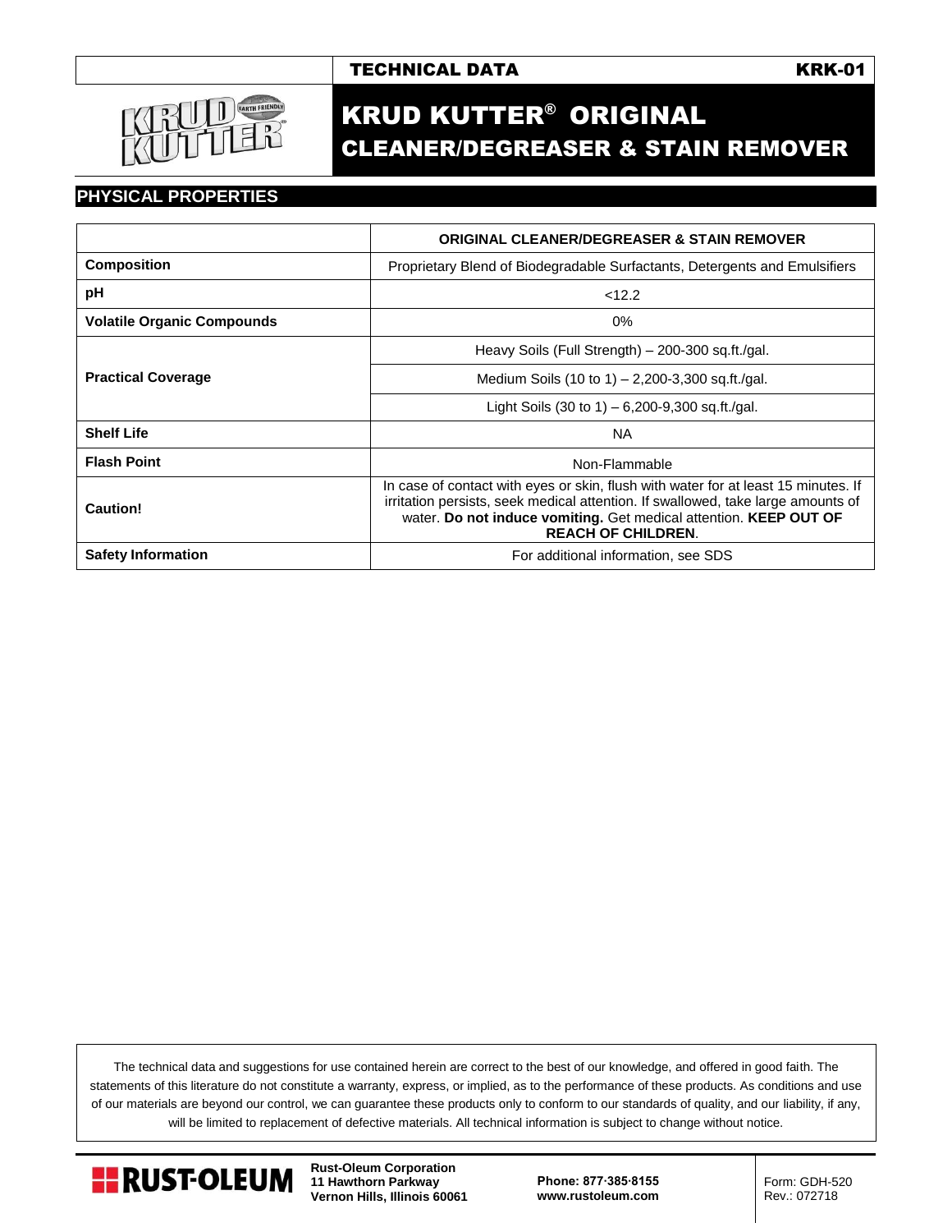TECHNICAL DATA KRK-01

# KRUD KUTTER® ORIGINAL
## CLEANER/DEGREASER & STAIN REMOVER

## PHYSICAL PROPERTIES

| | ORIGINAL CLEANER/DEGREASER & STAIN REMOVER |
|---|---|
| **Composition** | Proprietary Blend of Biodegradable Surfactants, Detergents and Emulsifiers |
| **pH** | <12.2 |
| **Volatile Organic Compounds** | 0% |
| **Practical Coverage** | Heavy Soils (Full Strength) – 200-300 sq.ft./gal. |
| | Medium Soils (10 to 1) – 2,200-3,300 sq.ft./gal. |
| | Light Soils (30 to 1) – 6,200-9,300 sq.ft./gal. |
| **Shelf Life** | NA |
| **Flash Point** | Non-Flammable |
| **Caution!** | In case of contact with eyes or skin, flush with water for at least 15 minutes. If irritation persists, seek medical attention. If swallowed, take large amounts of water. **Do not induce vomiting.** Get medical attention. **KEEP OUT OF REACH OF CHILDREN**. |
| **Safety Information** | For additional information, see SDS |

The technical data and suggestions for use contained herein are correct to the best of our knowledge, and offered in good faith. The statements of this literature do not constitute a warranty, express, or implied, as to the performance of these products. As conditions and use of our materials are beyond our control, we can guarantee these products only to conform to our standards of quality, and our liability, if any, will be limited to replacement of defective materials. All technical information is subject to change without notice.

RUST-OLEUM

**Rust-Oleum Corporation**
**11 Hawthorn Parkway**
**Vernon Hills, Illinois 60061**

**Phone: 877·385·8155**
**www.rustoleum.com**

Form: GDH-520
Rev.: 072718